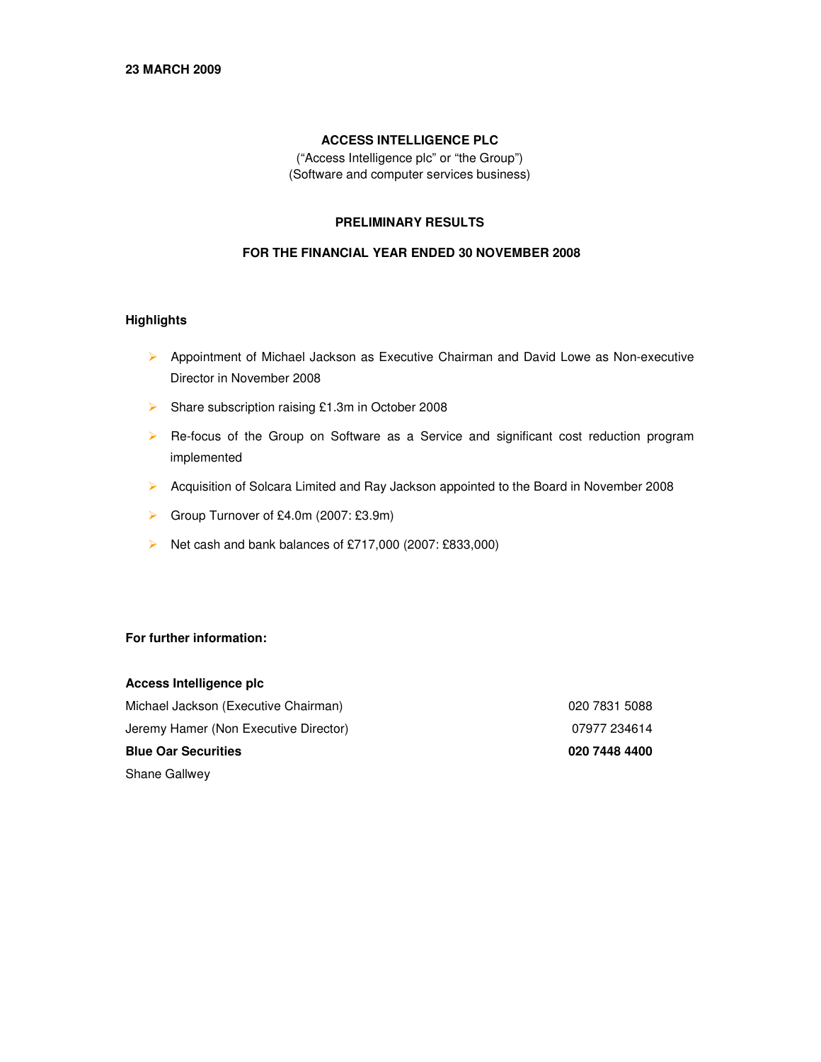**23 MARCH 2009**

# ACCESS INTELLIGENCE PLC

("Access Intelligence plc" or "the Group")
(Software and computer services business)

## PRELIMINARY RESULTS

## FOR THE FINANCIAL YEAR ENDED 30 NOVEMBER 2008

### Highlights

- Appointment of Michael Jackson as Executive Chairman and David Lowe as Non-executive Director in November 2008
- Share subscription raising £1.3m in October 2008
- Re-focus of the Group on Software as a Service and significant cost reduction program implemented
- Acquisition of Solcara Limited and Ray Jackson appointed to the Board in November 2008
- Group Turnover of £4.0m (2007: £3.9m)
- Net cash and bank balances of £717,000 (2007: £833,000)

**For further information:**

| | |
|---|---|
| **Access Intelligence plc** | |
| Michael Jackson (Executive Chairman) | 020 7831 5088 |
| Jeremy Hamer (Non Executive Director) | 07977 234614 |
| **Blue Oar Securities** | **020 7448 4400** |
| Shane Gallwey | |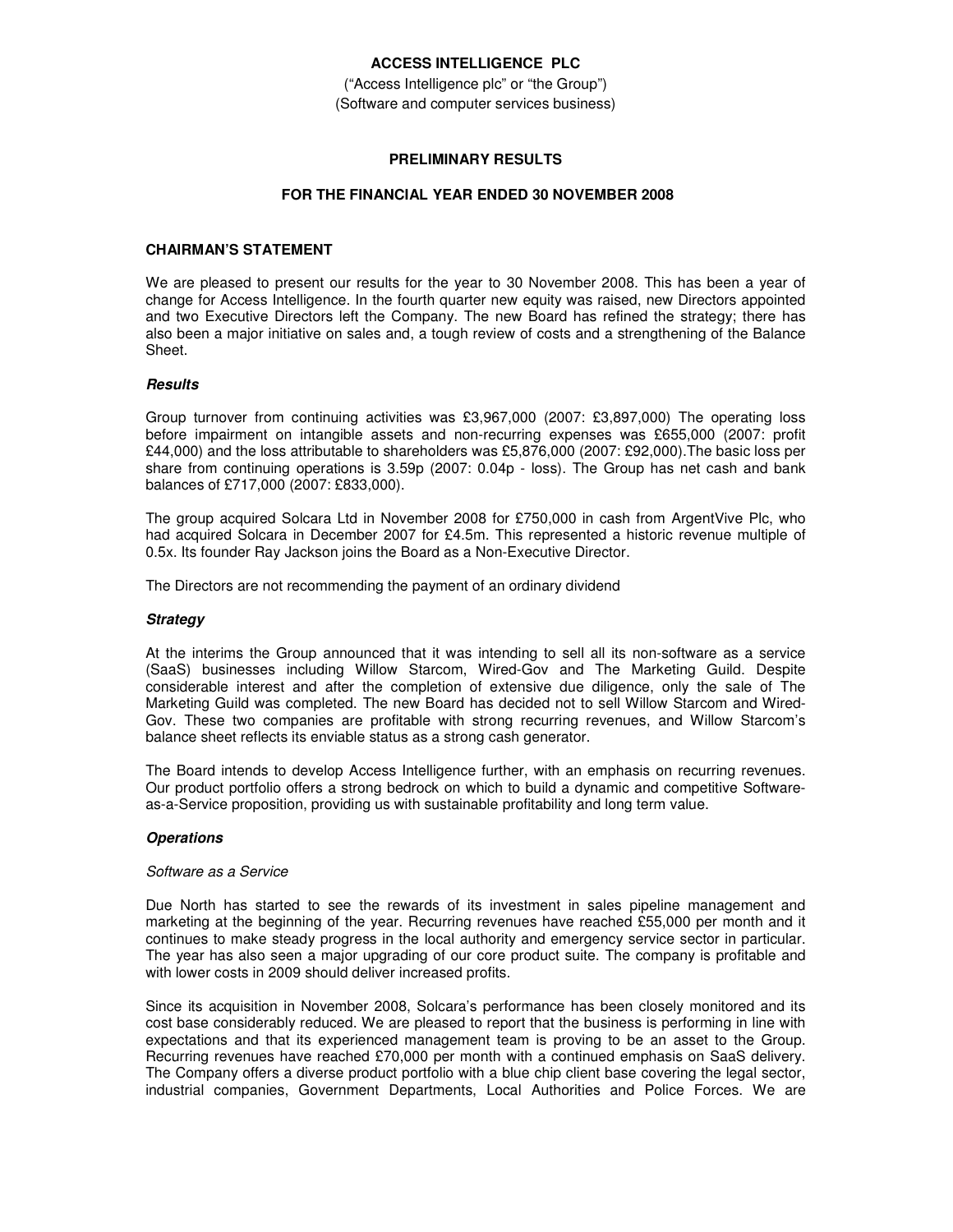**ACCESS INTELLIGENCE PLC**

("Access Intelligence plc" or "the Group")
(Software and computer services business)

**PRELIMINARY RESULTS**

**FOR THE FINANCIAL YEAR ENDED 30 NOVEMBER 2008**

## CHAIRMAN'S STATEMENT

We are pleased to present our results for the year to 30 November 2008. This has been a year of change for Access Intelligence. In the fourth quarter new equity was raised, new Directors appointed and two Executive Directors left the Company. The new Board has refined the strategy; there has also been a major initiative on sales and, a tough review of costs and a strengthening of the Balance Sheet.

### *Results*

Group turnover from continuing activities was £3,967,000 (2007: £3,897,000) The operating loss before impairment on intangible assets and non-recurring expenses was £655,000 (2007: profit £44,000) and the loss attributable to shareholders was £5,876,000 (2007: £92,000).The basic loss per share from continuing operations is 3.59p (2007: 0.04p - loss). The Group has net cash and bank balances of £717,000 (2007: £833,000).

The group acquired Solcara Ltd in November 2008 for £750,000 in cash from ArgentVive Plc, who had acquired Solcara in December 2007 for £4.5m. This represented a historic revenue multiple of 0.5x. Its founder Ray Jackson joins the Board as a Non-Executive Director.

The Directors are not recommending the payment of an ordinary dividend

### *Strategy*

At the interims the Group announced that it was intending to sell all its non-software as a service (SaaS) businesses including Willow Starcom, Wired-Gov and The Marketing Guild. Despite considerable interest and after the completion of extensive due diligence, only the sale of The Marketing Guild was completed. The new Board has decided not to sell Willow Starcom and Wired-Gov. These two companies are profitable with strong recurring revenues, and Willow Starcom's balance sheet reflects its enviable status as a strong cash generator.

The Board intends to develop Access Intelligence further, with an emphasis on recurring revenues. Our product portfolio offers a strong bedrock on which to build a dynamic and competitive Software-as-a-Service proposition, providing us with sustainable profitability and long term value.

### *Operations*

*Software as a Service*

Due North has started to see the rewards of its investment in sales pipeline management and marketing at the beginning of the year. Recurring revenues have reached £55,000 per month and it continues to make steady progress in the local authority and emergency service sector in particular. The year has also seen a major upgrading of our core product suite. The company is profitable and with lower costs in 2009 should deliver increased profits.

Since its acquisition in November 2008, Solcara's performance has been closely monitored and its cost base considerably reduced. We are pleased to report that the business is performing in line with expectations and that its experienced management team is proving to be an asset to the Group. Recurring revenues have reached £70,000 per month with a continued emphasis on SaaS delivery. The Company offers a diverse product portfolio with a blue chip client base covering the legal sector, industrial companies, Government Departments, Local Authorities and Police Forces. We are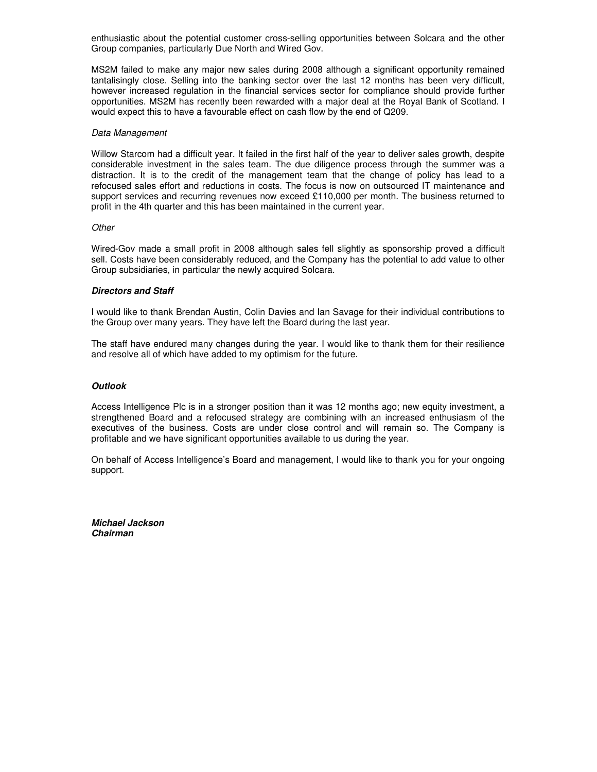enthusiastic about the potential customer cross-selling opportunities between Solcara and the other Group companies, particularly Due North and Wired Gov.

MS2M failed to make any major new sales during 2008 although a significant opportunity remained tantalisingly close. Selling into the banking sector over the last 12 months has been very difficult, however increased regulation in the financial services sector for compliance should provide further opportunities. MS2M has recently been rewarded with a major deal at the Royal Bank of Scotland. I would expect this to have a favourable effect on cash flow by the end of Q209.

*Data Management*

Willow Starcom had a difficult year. It failed in the first half of the year to deliver sales growth, despite considerable investment in the sales team. The due diligence process through the summer was a distraction. It is to the credit of the management team that the change of policy has lead to a refocused sales effort and reductions in costs. The focus is now on outsourced IT maintenance and support services and recurring revenues now exceed £110,000 per month. The business returned to profit in the 4th quarter and this has been maintained in the current year.

*Other*

Wired-Gov made a small profit in 2008 although sales fell slightly as sponsorship proved a difficult sell. Costs have been considerably reduced, and the Company has the potential to add value to other Group subsidiaries, in particular the newly acquired Solcara.

***Directors and Staff***

I would like to thank Brendan Austin, Colin Davies and Ian Savage for their individual contributions to the Group over many years. They have left the Board during the last year.

The staff have endured many changes during the year. I would like to thank them for their resilience and resolve all of which have added to my optimism for the future.

***Outlook***

Access Intelligence Plc is in a stronger position than it was 12 months ago; new equity investment, a strengthened Board and a refocused strategy are combining with an increased enthusiasm of the executives of the business. Costs are under close control and will remain so. The Company is profitable and we have significant opportunities available to us during the year.

On behalf of Access Intelligence's Board and management, I would like to thank you for your ongoing support.

***Michael Jackson***
***Chairman***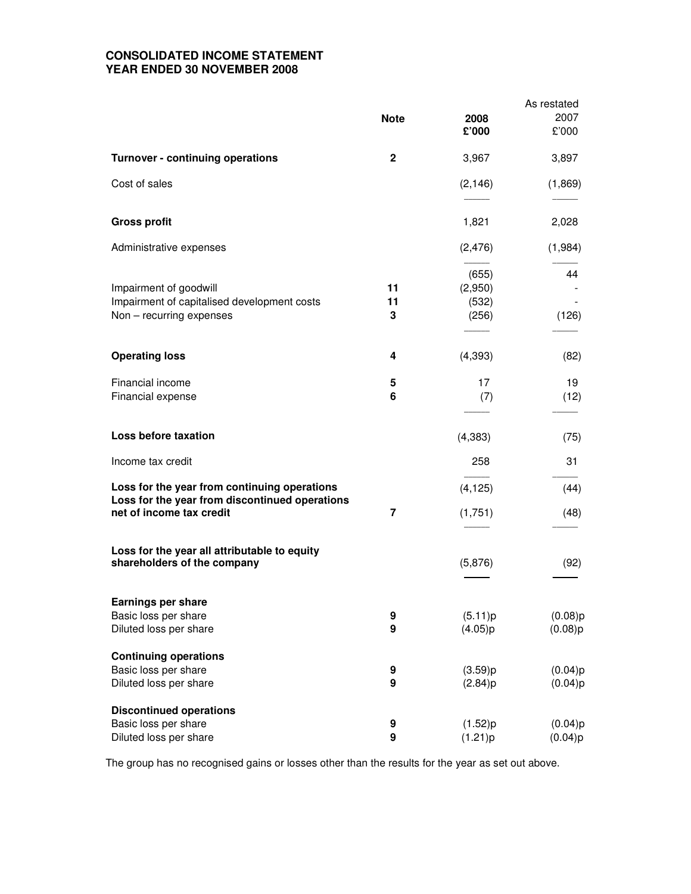# CONSOLIDATED INCOME STATEMENT
## YEAR ENDED 30 NOVEMBER 2008

| | Note | 2008 £'000 | As restated 2007 £'000 |
|---|---|---|---|
| **Turnover - continuing operations** | 2 | 3,967 | 3,897 |
| Cost of sales | | (2,146) | (1,869) |
| **Gross profit** | | 1,821 | 2,028 |
| Administrative expenses | | (2,476) | (1,984) |
| | | (655) | 44 |
| Impairment of goodwill | 11 | (2,950) | - |
| Impairment of capitalised development costs | 11 | (532) | - |
| Non – recurring expenses | 3 | (256) | (126) |
| **Operating loss** | 4 | (4,393) | (82) |
| Financial income | 5 | 17 | 19 |
| Financial expense | 6 | (7) | (12) |
| **Loss before taxation** | | (4,383) | (75) |
| Income tax credit | | 258 | 31 |
| **Loss for the year from continuing operations** | | (4,125) | (44) |
| **Loss for the year from discontinued operations net of income tax credit** | 7 | (1,751) | (48) |
| **Loss for the year all attributable to equity shareholders of the company** | | (5,876) | (92) |
| **Earnings per share** | | | |
| Basic loss per share | 9 | (5.11)p | (0.08)p |
| Diluted loss per share | 9 | (4.05)p | (0.08)p |
| **Continuing operations** | | | |
| Basic loss per share | 9 | (3.59)p | (0.04)p |
| Diluted loss per share | 9 | (2.84)p | (0.04)p |
| **Discontinued operations** | | | |
| Basic loss per share | 9 | (1.52)p | (0.04)p |
| Diluted loss per share | 9 | (1.21)p | (0.04)p |

The group has no recognised gains or losses other than the results for the year as set out above.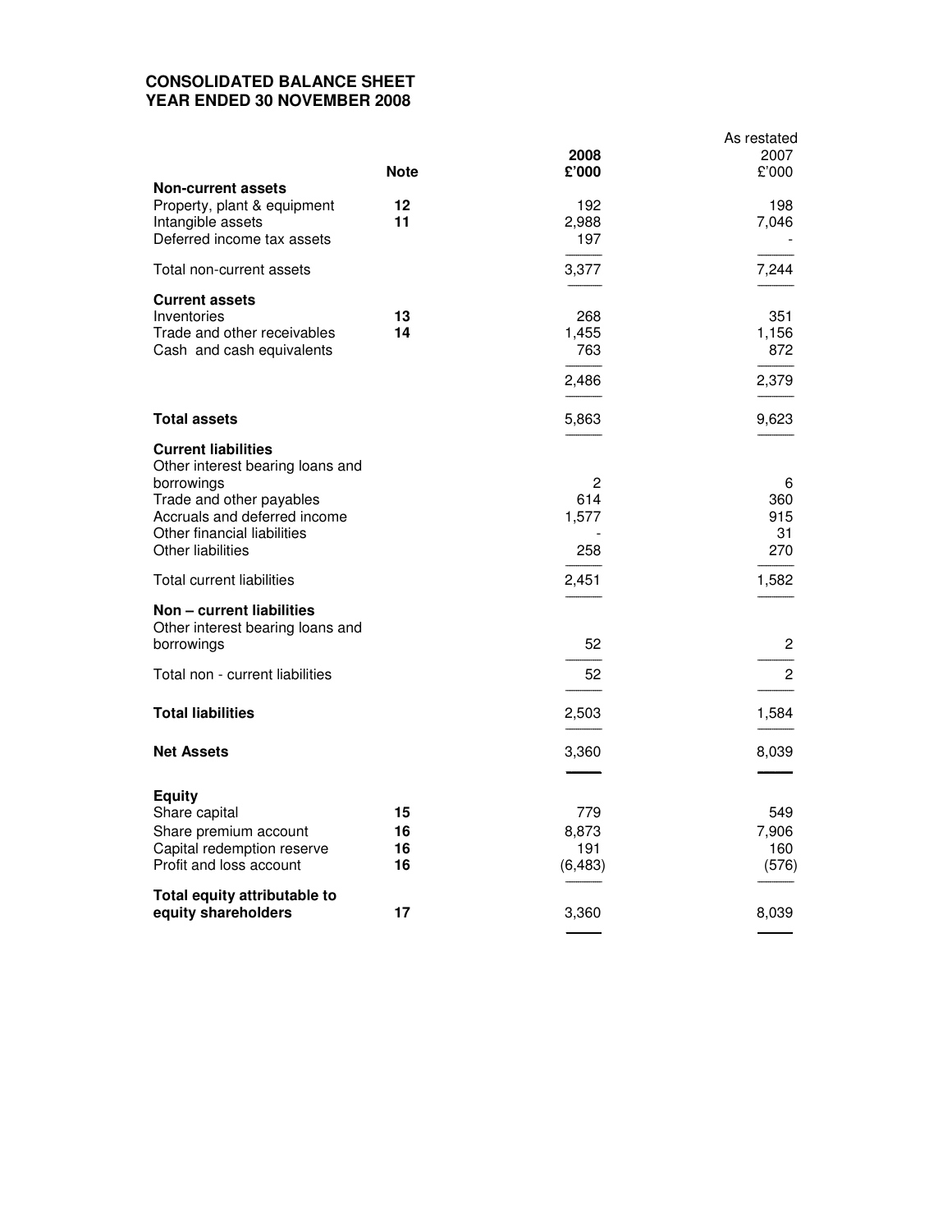# CONSOLIDATED BALANCE SHEET
# YEAR ENDED 30 NOVEMBER 2008

| | Note | 2008<br>£'000 | As restated<br>2007<br>£'000 |
|---|---|---|---|
| **Non-current assets** | | | |
| Property, plant & equipment | **12** | 192 | 198 |
| Intangible assets | **11** | 2,988 | 7,046 |
| Deferred income tax assets | | 197 | - |
| Total non-current assets | | 3,377 | 7,244 |
| **Current assets** | | | |
| Inventories | **13** | 268 | 351 |
| Trade and other receivables | **14** | 1,455 | 1,156 |
| Cash and cash equivalents | | 763 | 872 |
| | | 2,486 | 2,379 |
| **Total assets** | | 5,863 | 9,623 |
| **Current liabilities** | | | |
| Other interest bearing loans and borrowings | | 2 | 6 |
| Trade and other payables | | 614 | 360 |
| Accruals and deferred income | | 1,577 | 915 |
| Other financial liabilities | | - | 31 |
| Other liabilities | | 258 | 270 |
| Total current liabilities | | 2,451 | 1,582 |
| **Non – current liabilities** | | | |
| Other interest bearing loans and borrowings | | 52 | 2 |
| Total non - current liabilities | | 52 | 2 |
| **Total liabilities** | | 2,503 | 1,584 |
| **Net Assets** | | 3,360 | 8,039 |
| **Equity** | | | |
| Share capital | **15** | 779 | 549 |
| Share premium account | **16** | 8,873 | 7,906 |
| Capital redemption reserve | **16** | 191 | 160 |
| Profit and loss account | **16** | (6,483) | (576) |
| **Total equity attributable to equity shareholders** | **17** | 3,360 | 8,039 |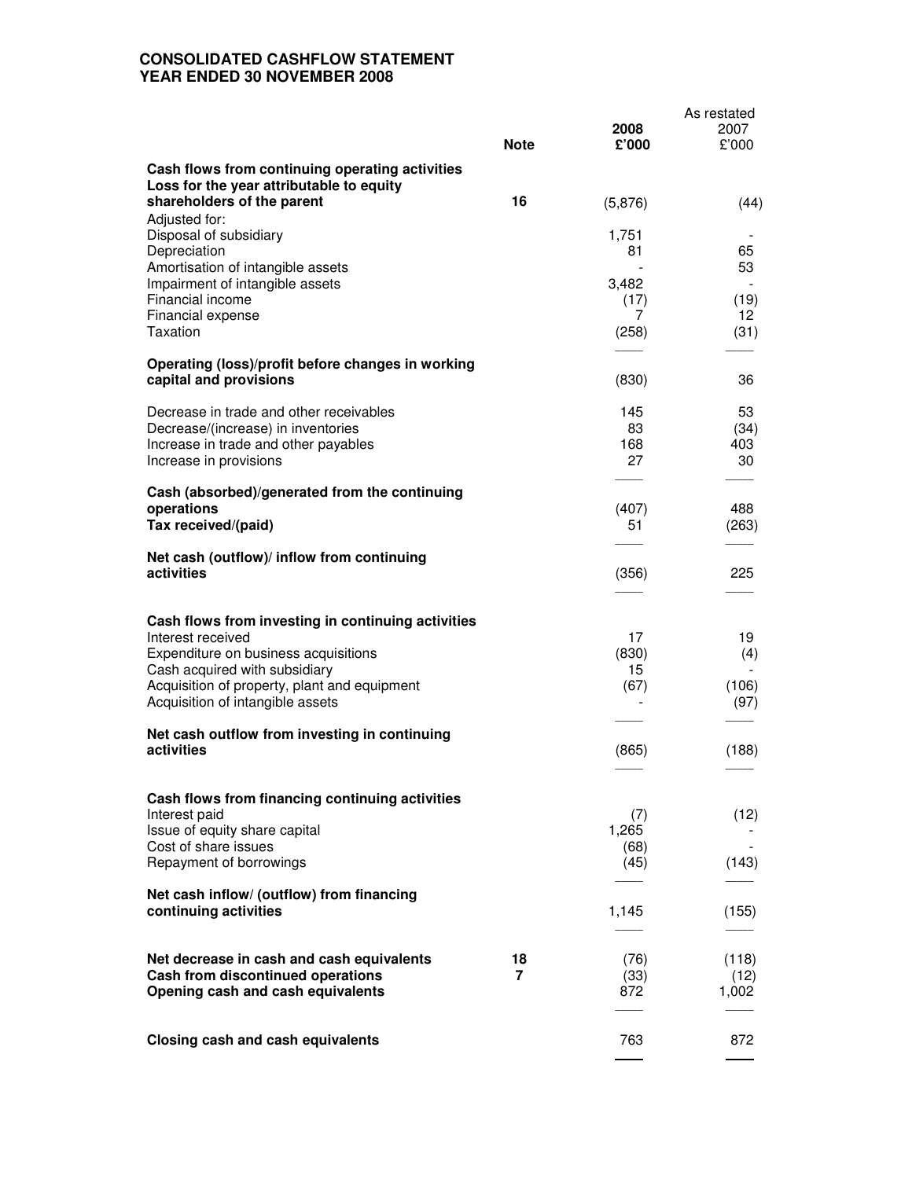# CONSOLIDATED CASHFLOW STATEMENT
## YEAR ENDED 30 NOVEMBER 2008

| | Note | 2008<br>£'000 | As restated<br>2007<br>£'000 |
|---|---|---|---|
| **Cash flows from continuing operating activities** | | | |
| **Loss for the year attributable to equity shareholders of the parent** | 16 | (5,876) | (44) |
| Adjusted for: | | | |
| Disposal of subsidiary | | 1,751 | - |
| Depreciation | | 81 | 65 |
| Amortisation of intangible assets | | - | 53 |
| Impairment of intangible assets | | 3,482 | - |
| Financial income | | (17) | (19) |
| Financial expense | | 7 | 12 |
| Taxation | | (258) | (31) |
| **Operating (loss)/profit before changes in working capital and provisions** | | (830) | 36 |
| Decrease in trade and other receivables | | 145 | 53 |
| Decrease/(increase) in inventories | | 83 | (34) |
| Increase in trade and other payables | | 168 | 403 |
| Increase in provisions | | 27 | 30 |
| **Cash (absorbed)/generated from the continuing operations** | | (407) | 488 |
| **Tax received/(paid)** | | 51 | (263) |
| **Net cash (outflow)/ inflow from continuing activities** | | (356) | 225 |
| **Cash flows from investing in continuing activities** | | | |
| Interest received | | 17 | 19 |
| Expenditure on business acquisitions | | (830) | (4) |
| Cash acquired with subsidiary | | 15 | - |
| Acquisition of property, plant and equipment | | (67) | (106) |
| Acquisition of intangible assets | | - | (97) |
| **Net cash outflow from investing in continuing activities** | | (865) | (188) |
| **Cash flows from financing continuing activities** | | | |
| Interest paid | | (7) | (12) |
| Issue of equity share capital | | 1,265 | - |
| Cost of share issues | | (68) | - |
| Repayment of borrowings | | (45) | (143) |
| **Net cash inflow/ (outflow) from financing continuing activities** | | 1,145 | (155) |
| **Net decrease in cash and cash equivalents** | 18 | (76) | (118) |
| **Cash from discontinued operations** | 7 | (33) | (12) |
| **Opening cash and cash equivalents** | | 872 | 1,002 |
| **Closing cash and cash equivalents** | | 763 | 872 |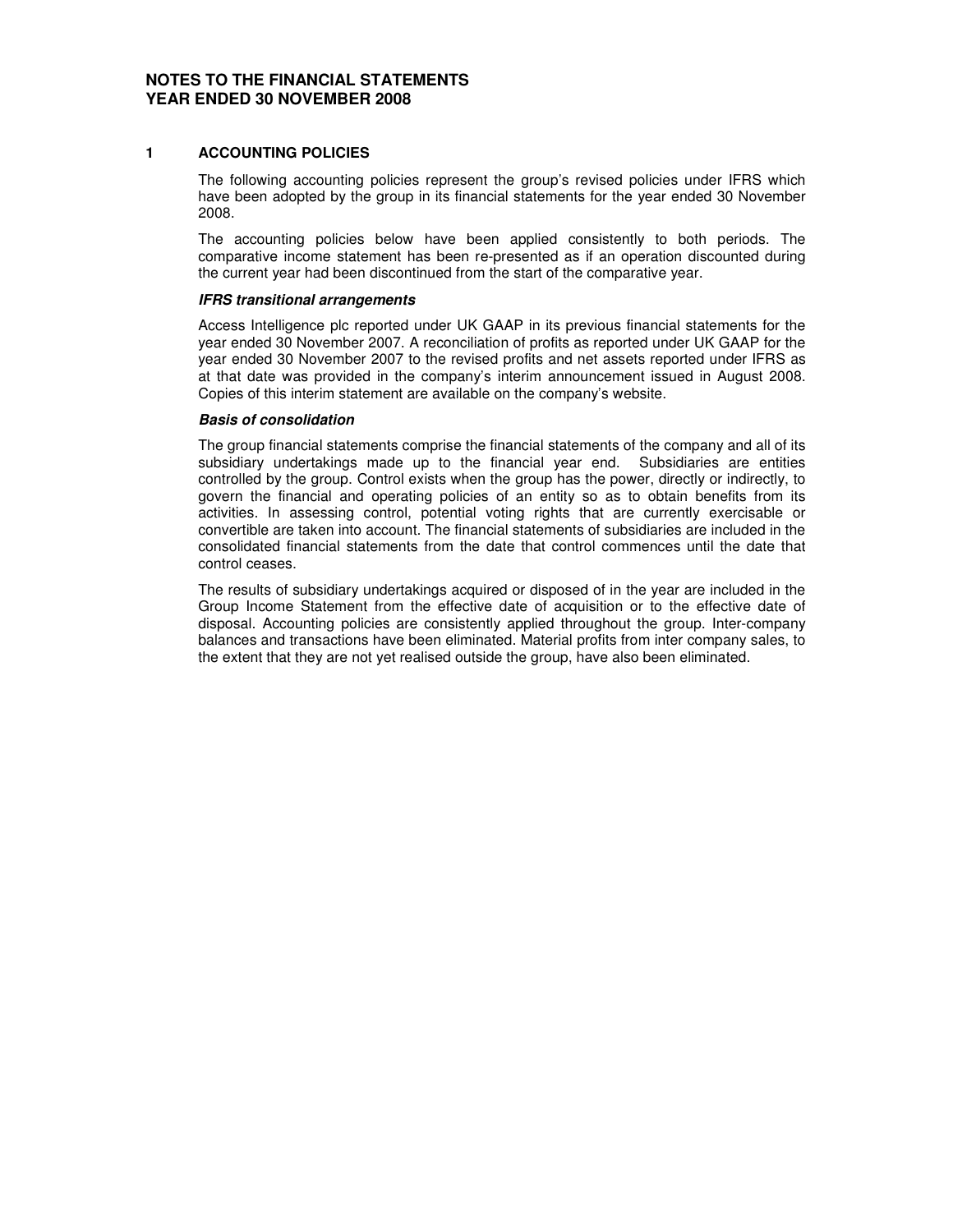# NOTES TO THE FINANCIAL STATEMENTS
# YEAR ENDED 30 NOVEMBER 2008

## 1 ACCOUNTING POLICIES

The following accounting policies represent the group's revised policies under IFRS which have been adopted by the group in its financial statements for the year ended 30 November 2008.

The accounting policies below have been applied consistently to both periods. The comparative income statement has been re-presented as if an operation discounted during the current year had been discontinued from the start of the comparative year.

***IFRS transitional arrangements***

Access Intelligence plc reported under UK GAAP in its previous financial statements for the year ended 30 November 2007. A reconciliation of profits as reported under UK GAAP for the year ended 30 November 2007 to the revised profits and net assets reported under IFRS as at that date was provided in the company's interim announcement issued in August 2008. Copies of this interim statement are available on the company's website.

***Basis of consolidation***

The group financial statements comprise the financial statements of the company and all of its subsidiary undertakings made up to the financial year end. Subsidiaries are entities controlled by the group. Control exists when the group has the power, directly or indirectly, to govern the financial and operating policies of an entity so as to obtain benefits from its activities. In assessing control, potential voting rights that are currently exercisable or convertible are taken into account. The financial statements of subsidiaries are included in the consolidated financial statements from the date that control commences until the date that control ceases.

The results of subsidiary undertakings acquired or disposed of in the year are included in the Group Income Statement from the effective date of acquisition or to the effective date of disposal. Accounting policies are consistently applied throughout the group. Inter-company balances and transactions have been eliminated. Material profits from inter company sales, to the extent that they are not yet realised outside the group, have also been eliminated.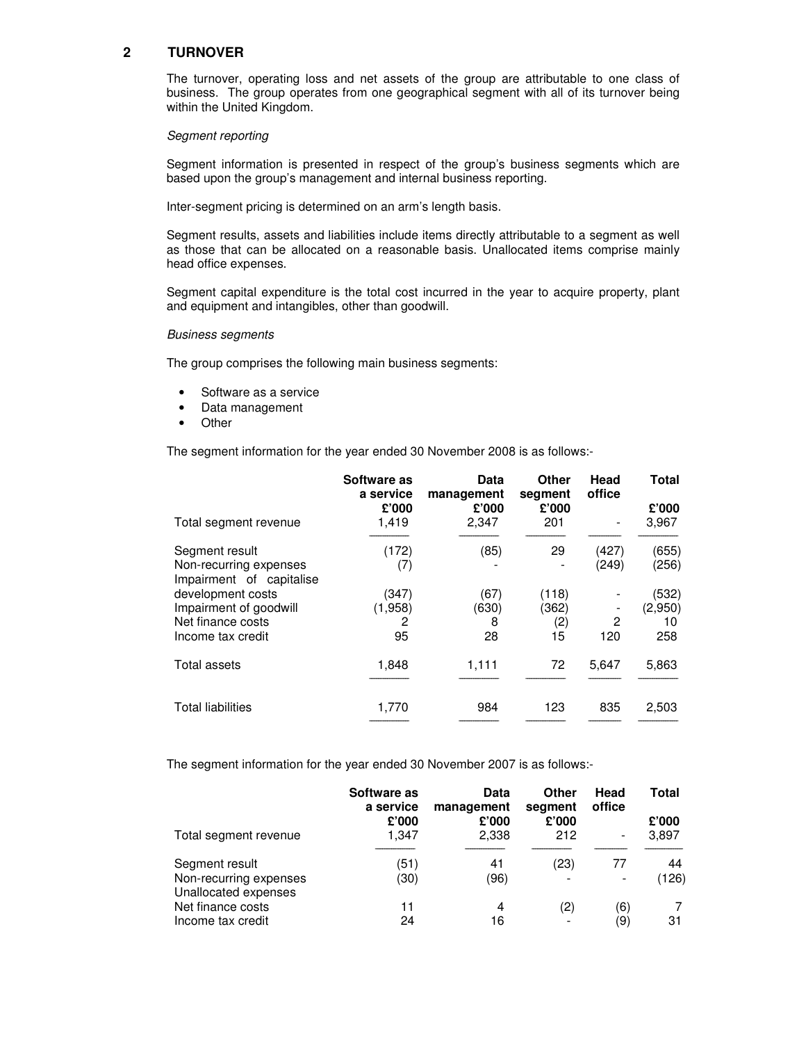## 2 TURNOVER

The turnover, operating loss and net assets of the group are attributable to one class of business. The group operates from one geographical segment with all of its turnover being within the United Kingdom.

*Segment reporting*

Segment information is presented in respect of the group's business segments which are based upon the group's management and internal business reporting.

Inter-segment pricing is determined on an arm's length basis.

Segment results, assets and liabilities include items directly attributable to a segment as well as those that can be allocated on a reasonable basis. Unallocated items comprise mainly head office expenses.

Segment capital expenditure is the total cost incurred in the year to acquire property, plant and equipment and intangibles, other than goodwill.

*Business segments*

The group comprises the following main business segments:

- Software as a service
- Data management
- Other

The segment information for the year ended 30 November 2008 is as follows:-

| | Software as a service £'000 | Data management £'000 | Other segment £'000 | Head office | Total £'000 |
|---|---|---|---|---|---|
| Total segment revenue | 1,419 | 2,347 | 201 | - | 3,967 |
| Segment result | (172) | (85) | 29 | (427) | (655) |
| Non-recurring expenses | (7) | - | - | (249) | (256) |
| Impairment of capitalise development costs | (347) | (67) | (118) | - | (532) |
| Impairment of goodwill | (1,958) | (630) | (362) | - | (2,950) |
| Net finance costs | 2 | 8 | (2) | 2 | 10 |
| Income tax credit | 95 | 28 | 15 | 120 | 258 |
| Total assets | 1,848 | 1,111 | 72 | 5,647 | 5,863 |
| Total liabilities | 1,770 | 984 | 123 | 835 | 2,503 |

The segment information for the year ended 30 November 2007 is as follows:-

| | Software as a service £'000 | Data management £'000 | Other segment £'000 | Head office | Total £'000 |
|---|---|---|---|---|---|
| Total segment revenue | 1,347 | 2,338 | 212 | - | 3,897 |
| Segment result | (51) | 41 | (23) | 77 | 44 |
| Non-recurring expenses | (30) | (96) | - | - | (126) |
| Unallocated expenses | | | | | |
| Net finance costs | 11 | 4 | (2) | (6) | 7 |
| Income tax credit | 24 | 16 | - | (9) | 31 |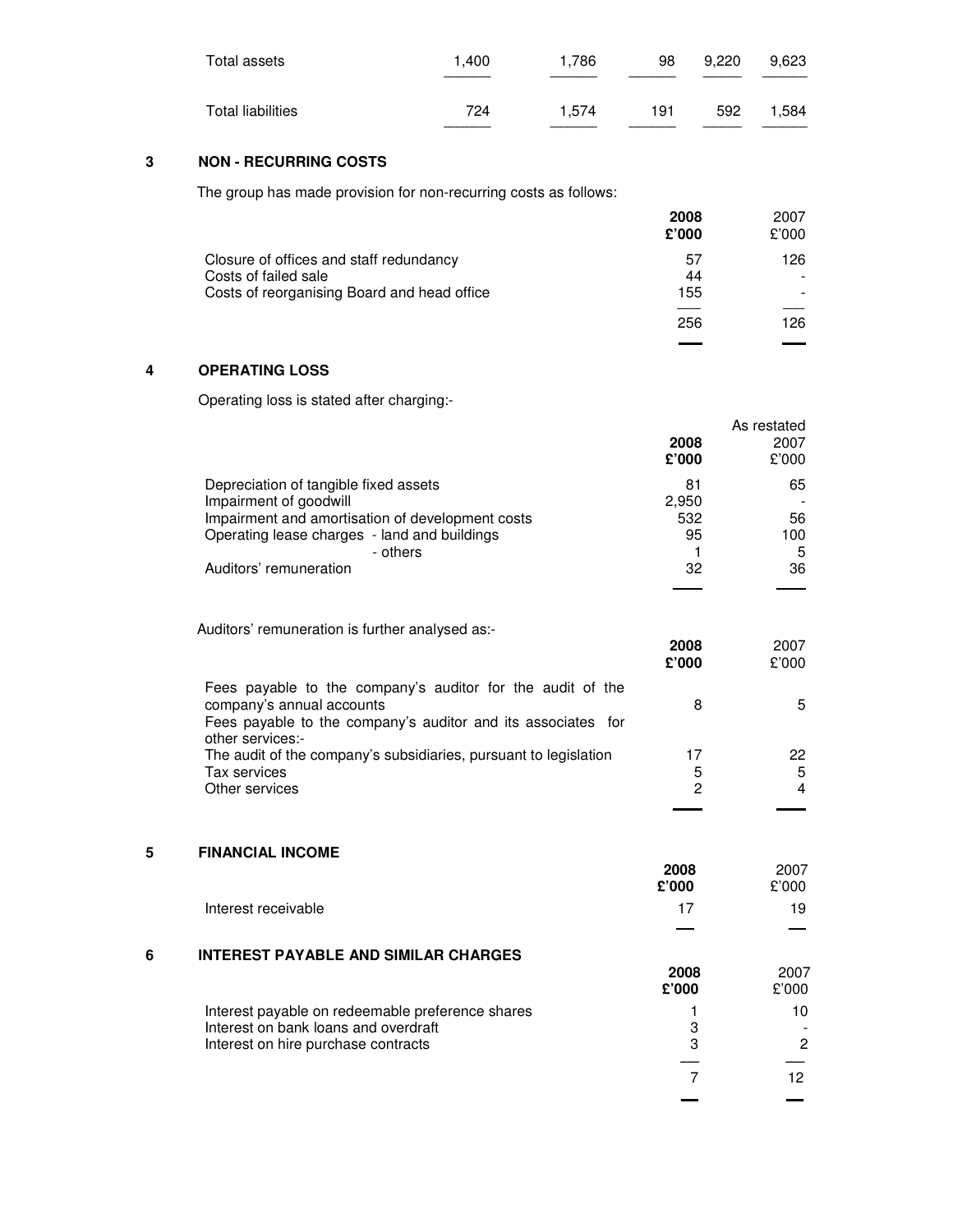| | | | | | |
|---|---|---|---|---|---|
| Total assets | 1,400 | 1,786 | 98 | 9,220 | 9,623 |
| Total liabilities | 724 | 1,574 | 191 | 592 | 1,584 |

## 3 NON - RECURRING COSTS

The group has made provision for non-recurring costs as follows:

| | **2008 £'000** | 2007 £'000 |
|---|---|---|
| Closure of offices and staff redundancy | 57 | 126 |
| Costs of failed sale | 44 | - |
| Costs of reorganising Board and head office | 155 | - |
| | 256 | 126 |

## 4 OPERATING LOSS

Operating loss is stated after charging:-

| | **2008 £'000** | As restated 2007 £'000 |
|---|---|---|
| Depreciation of tangible fixed assets | 81 | 65 |
| Impairment of goodwill | 2,950 | - |
| Impairment and amortisation of development costs | 532 | 56 |
| Operating lease charges - land and buildings | 95 | 100 |
| - others | 1 | 5 |
| Auditors' remuneration | 32 | 36 |

Auditors' remuneration is further analysed as:-

| | **2008 £'000** | 2007 £'000 |
|---|---|---|
| Fees payable to the company's auditor for the audit of the company's annual accounts | 8 | 5 |
| Fees payable to the company's auditor and its associates for other services:- | | |
| The audit of the company's subsidiaries, pursuant to legislation | 17 | 22 |
| Tax services | 5 | 5 |
| Other services | 2 | 4 |

## 5 FINANCIAL INCOME

| | **2008 £'000** | 2007 £'000 |
|---|---|---|
| Interest receivable | 17 | 19 |

## 6 INTEREST PAYABLE AND SIMILAR CHARGES

| | **2008 £'000** | 2007 £'000 |
|---|---|---|
| Interest payable on redeemable preference shares | 1 | 10 |
| Interest on bank loans and overdraft | 3 | - |
| Interest on hire purchase contracts | 3 | 2 |
| | 7 | 12 |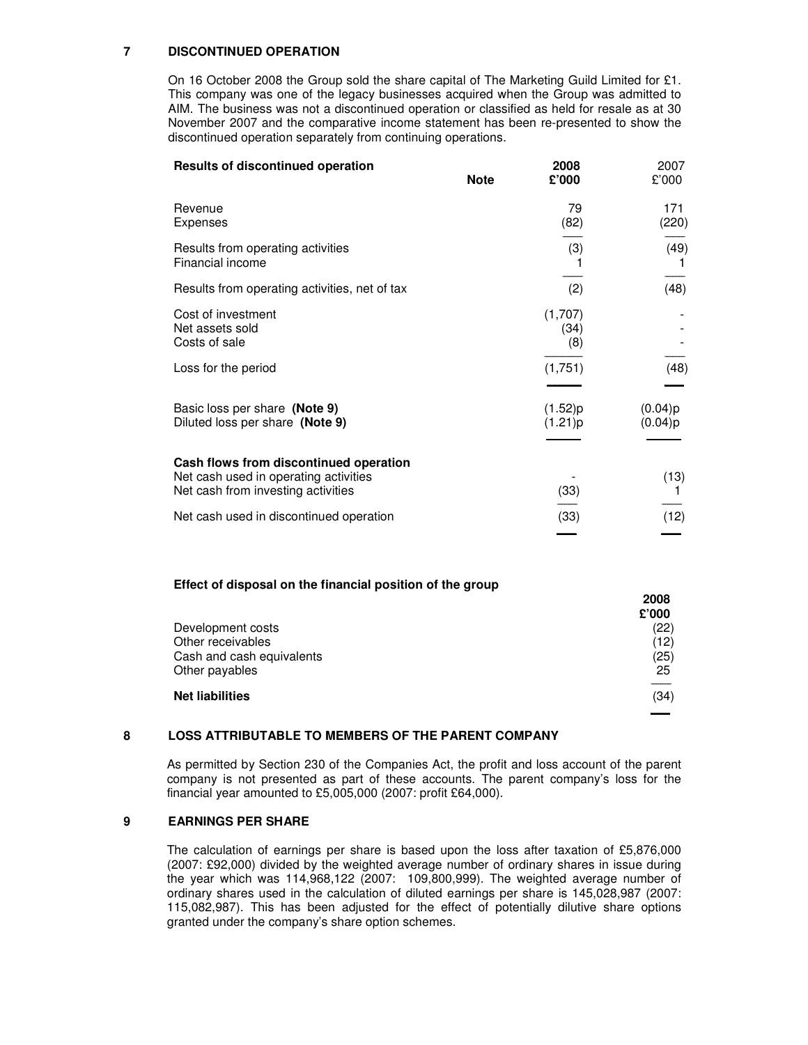## 7 DISCONTINUED OPERATION

On 16 October 2008 the Group sold the share capital of The Marketing Guild Limited for £1. This company was one of the legacy businesses acquired when the Group was admitted to AIM. The business was not a discontinued operation or classified as held for resale as at 30 November 2007 and the comparative income statement has been re-presented to show the discontinued operation separately from continuing operations.

| **Results of discontinued operation** | **Note** | **2008 £'000** | 2007 £'000 |
|---|---|---|---|
| Revenue | | 79 | 171 |
| Expenses | | (82) | (220) |
| Results from operating activities | | (3) | (49) |
| Financial income | | 1 | 1 |
| Results from operating activities, net of tax | | (2) | (48) |
| Cost of investment | | (1,707) | - |
| Net assets sold | | (34) | - |
| Costs of sale | | (8) | - |
| Loss for the period | | (1,751) | (48) |
| Basic loss per share **(Note 9)** | | (1.52)p | (0.04)p |
| Diluted loss per share **(Note 9)** | | (1.21)p | (0.04)p |
| **Cash flows from discontinued operation** | | | |
| Net cash used in operating activities | | - | (13) |
| Net cash from investing activities | | (33) | 1 |
| Net cash used in discontinued operation | | (33) | (12) |

**Effect of disposal on the financial position of the group**

| | **2008 £'000** |
|---|---|
| Development costs | (22) |
| Other receivables | (12) |
| Cash and cash equivalents | (25) |
| Other payables | 25 |
| **Net liabilities** | (34) |

## 8 LOSS ATTRIBUTABLE TO MEMBERS OF THE PARENT COMPANY

As permitted by Section 230 of the Companies Act, the profit and loss account of the parent company is not presented as part of these accounts. The parent company's loss for the financial year amounted to £5,005,000 (2007: profit £64,000).

## 9 EARNINGS PER SHARE

The calculation of earnings per share is based upon the loss after taxation of £5,876,000 (2007: £92,000) divided by the weighted average number of ordinary shares in issue during the year which was 114,968,122 (2007: 109,800,999). The weighted average number of ordinary shares used in the calculation of diluted earnings per share is 145,028,987 (2007: 115,082,987). This has been adjusted for the effect of potentially dilutive share options granted under the company's share option schemes.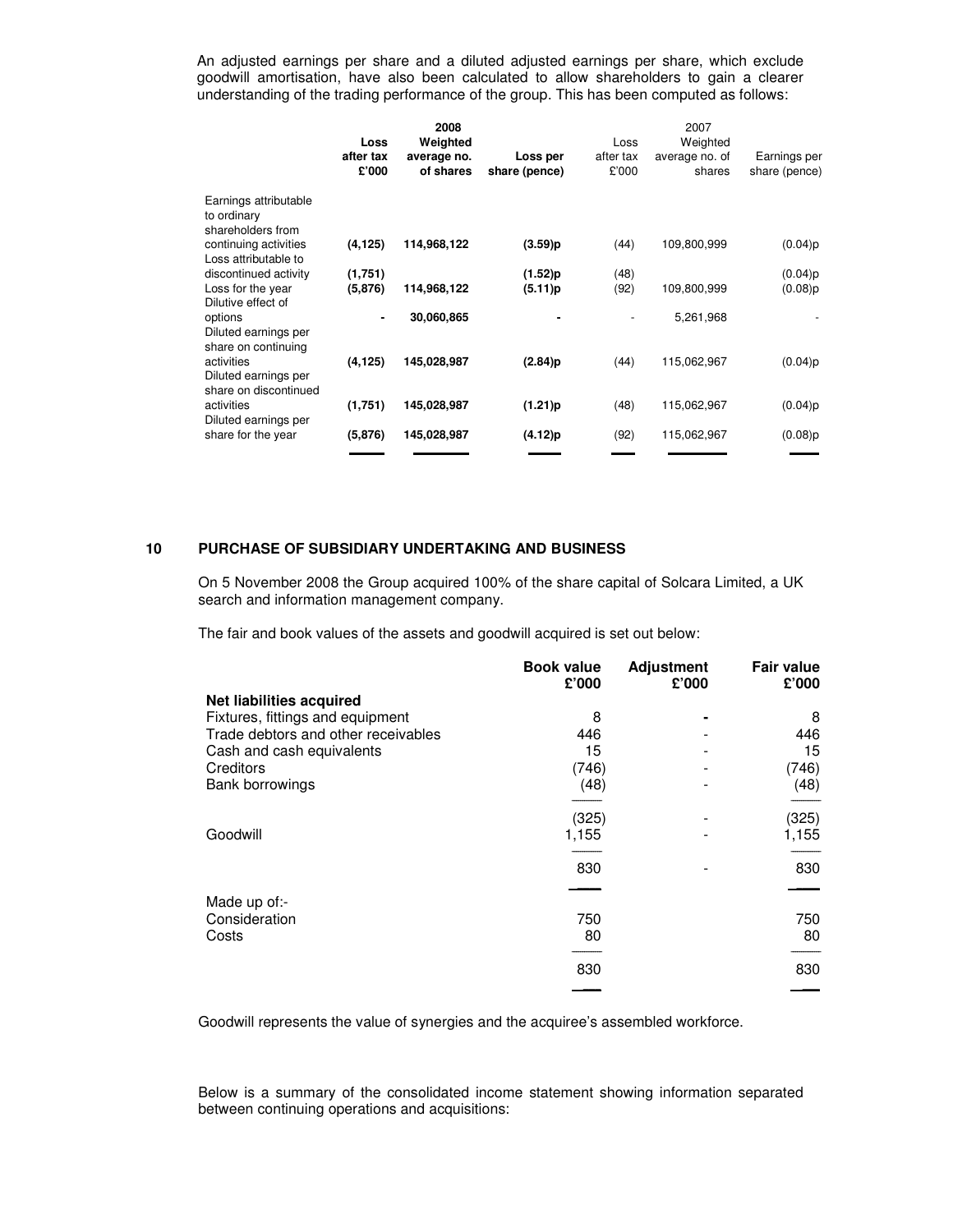An adjusted earnings per share and a diluted adjusted earnings per share, which exclude goodwill amortisation, have also been calculated to allow shareholders to gain a clearer understanding of the trading performance of the group. This has been computed as follows:

| | 2008 | | | 2007 | | |
|---|---|---|---|---|---|---|
| | **Loss after tax £'000** | **Weighted average no. of shares** | **Loss per share (pence)** | Loss after tax £'000 | Weighted average no. of shares | Earnings per share (pence) |
| Earnings attributable to ordinary shareholders from continuing activities | **(4,125)** | **114,968,122** | **(3.59)p** | (44) | 109,800,999 | (0.04)p |
| Loss attributable to discontinued activity | **(1,751)** | | **(1.52)p** | (48) | | (0.04)p |
| Loss for the year | **(5,876)** | **114,968,122** | **(5.11)p** | (92) | 109,800,999 | (0.08)p |
| Dilutive effect of options | **-** | **30,060,865** | **-** | - | 5,261,968 | - |
| Diluted earnings per share on continuing activities | **(4,125)** | **145,028,987** | **(2.84)p** | (44) | 115,062,967 | (0.04)p |
| Diluted earnings per share on discontinued activities | **(1,751)** | **145,028,987** | **(1.21)p** | (48) | 115,062,967 | (0.04)p |
| Diluted earnings per share for the year | **(5,876)** | **145,028,987** | **(4.12)p** | (92) | 115,062,967 | (0.08)p |

## 10 PURCHASE OF SUBSIDIARY UNDERTAKING AND BUSINESS

On 5 November 2008 the Group acquired 100% of the share capital of Solcara Limited, a UK search and information management company.

The fair and book values of the assets and goodwill acquired is set out below:

| | **Book value £'000** | **Adjustment £'000** | **Fair value £'000** |
|---|---|---|---|
| **Net liabilities acquired** | | | |
| Fixtures, fittings and equipment | 8 | - | 8 |
| Trade debtors and other receivables | 446 | - | 446 |
| Cash and cash equivalents | 15 | - | 15 |
| Creditors | (746) | - | (746) |
| Bank borrowings | (48) | - | (48) |
| | (325) | - | (325) |
| Goodwill | 1,155 | - | 1,155 |
| | 830 | - | 830 |
| Made up of:- | | | |
| Consideration | 750 | | 750 |
| Costs | 80 | | 80 |
| | 830 | | 830 |

Goodwill represents the value of synergies and the acquiree's assembled workforce.

Below is a summary of the consolidated income statement showing information separated between continuing operations and acquisitions: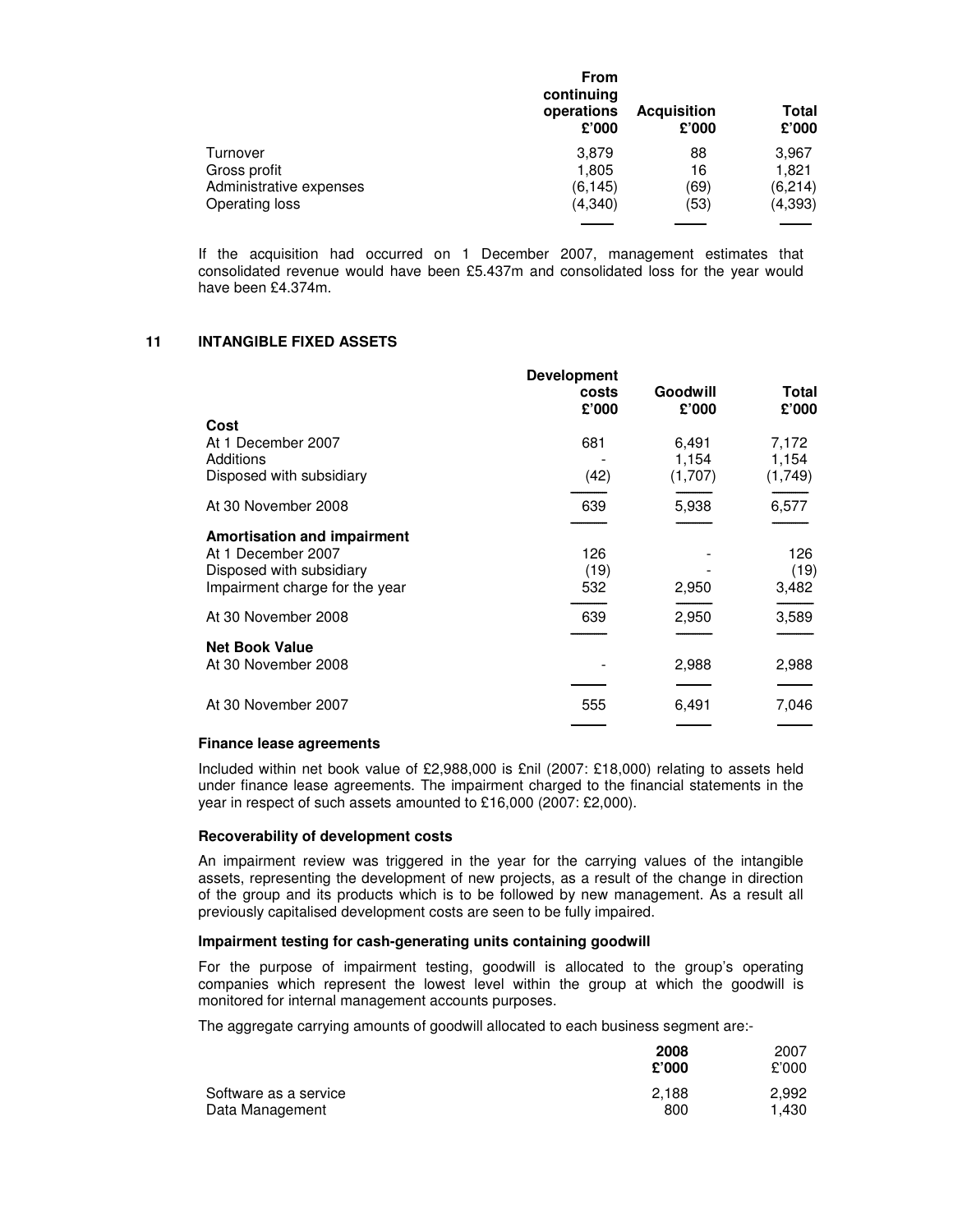| | From continuing operations £'000 | Acquisition £'000 | Total £'000 |
|---|---|---|---|
| Turnover | 3,879 | 88 | 3,967 |
| Gross profit | 1,805 | 16 | 1,821 |
| Administrative expenses | (6,145) | (69) | (6,214) |
| Operating loss | (4,340) | (53) | (4,393) |

If the acquisition had occurred on 1 December 2007, management estimates that consolidated revenue would have been £5.437m and consolidated loss for the year would have been £4.374m.

## 11 INTANGIBLE FIXED ASSETS

| | Development costs £'000 | Goodwill £'000 | Total £'000 |
|---|---|---|---|
| **Cost** | | | |
| At 1 December 2007 | 681 | 6,491 | 7,172 |
| Additions | - | 1,154 | 1,154 |
| Disposed with subsidiary | (42) | (1,707) | (1,749) |
| At 30 November 2008 | 639 | 5,938 | 6,577 |
| **Amortisation and impairment** | | | |
| At 1 December 2007 | 126 | - | 126 |
| Disposed with subsidiary | (19) | - | (19) |
| Impairment charge for the year | 532 | 2,950 | 3,482 |
| At 30 November 2008 | 639 | 2,950 | 3,589 |
| **Net Book Value** | | | |
| At 30 November 2008 | - | 2,988 | 2,988 |
| At 30 November 2007 | 555 | 6,491 | 7,046 |

**Finance lease agreements**

Included within net book value of £2,988,000 is £nil (2007: £18,000) relating to assets held under finance lease agreements. The impairment charged to the financial statements in the year in respect of such assets amounted to £16,000 (2007: £2,000).

**Recoverability of development costs**

An impairment review was triggered in the year for the carrying values of the intangible assets, representing the development of new projects, as a result of the change in direction of the group and its products which is to be followed by new management. As a result all previously capitalised development costs are seen to be fully impaired.

**Impairment testing for cash-generating units containing goodwill**

For the purpose of impairment testing, goodwill is allocated to the group's operating companies which represent the lowest level within the group at which the goodwill is monitored for internal management accounts purposes.

The aggregate carrying amounts of goodwill allocated to each business segment are:-

| | 2008 £'000 | 2007 £'000 |
|---|---|---|
| Software as a service | 2,188 | 2,992 |
| Data Management | 800 | 1,430 |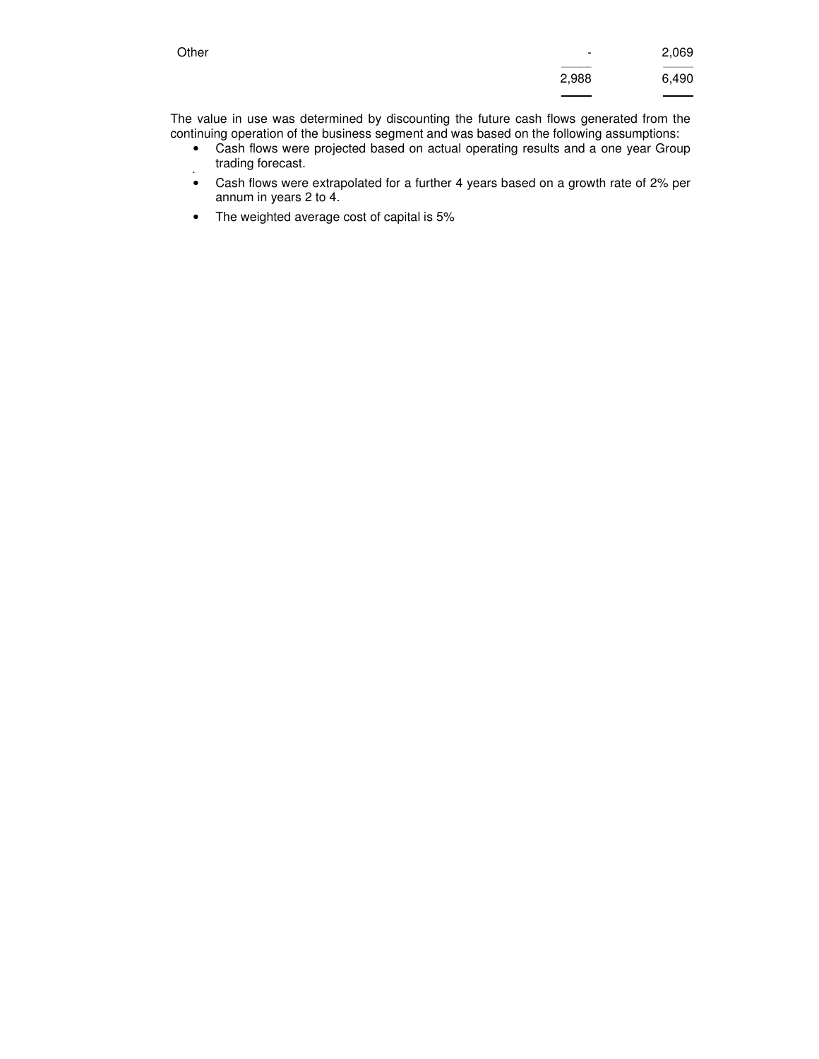| | | |
|---|---|---|
| Other | - | 2,069 |
| | 2,988 | 6,490 |

The value in use was determined by discounting the future cash flows generated from the continuing operation of the business segment and was based on the following assumptions:

- Cash flows were projected based on actual operating results and a one year Group trading forecast.
- Cash flows were extrapolated for a further 4 years based on a growth rate of 2% per annum in years 2 to 4.
- The weighted average cost of capital is 5%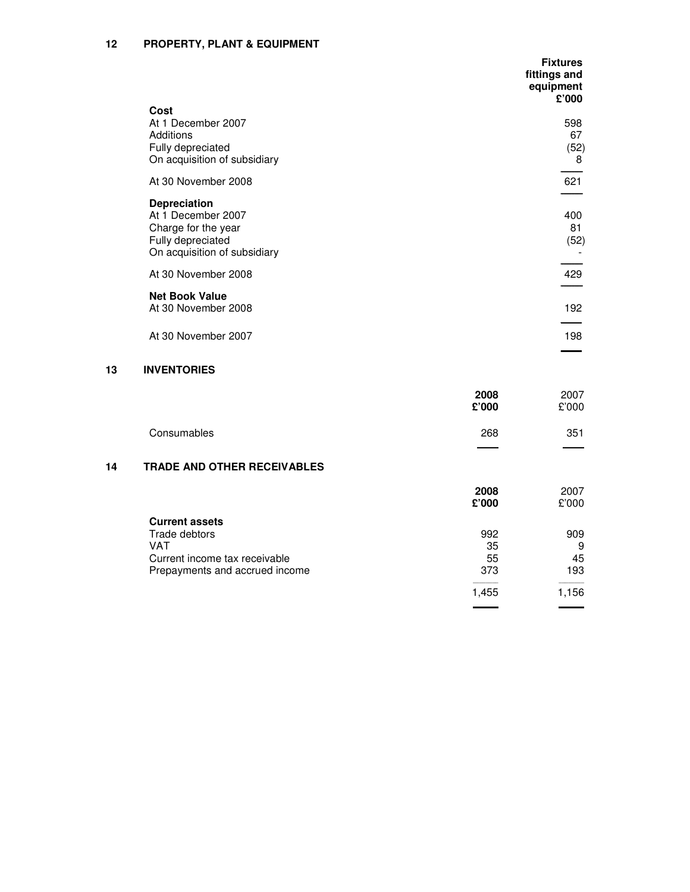## 12 PROPERTY, PLANT & EQUIPMENT

| | Fixtures fittings and equipment £'000 |
|---|---|
| **Cost** | |
| At 1 December 2007 | 598 |
| Additions | 67 |
| Fully depreciated | (52) |
| On acquisition of subsidiary | 8 |
| At 30 November 2008 | 621 |
| **Depreciation** | |
| At 1 December 2007 | 400 |
| Charge for the year | 81 |
| Fully depreciated | (52) |
| On acquisition of subsidiary | - |
| At 30 November 2008 | 429 |
| **Net Book Value** | |
| At 30 November 2008 | 192 |
| At 30 November 2007 | 198 |

## 13 INVENTORIES

| | **2008 £'000** | 2007 £'000 |
|---|---|---|
| Consumables | 268 | 351 |

## 14 TRADE AND OTHER RECEIVABLES

| | **2008 £'000** | 2007 £'000 |
|---|---|---|
| **Current assets** | | |
| Trade debtors | 992 | 909 |
| VAT | 35 | 9 |
| Current income tax receivable | 55 | 45 |
| Prepayments and accrued income | 373 | 193 |
| | 1,455 | 1,156 |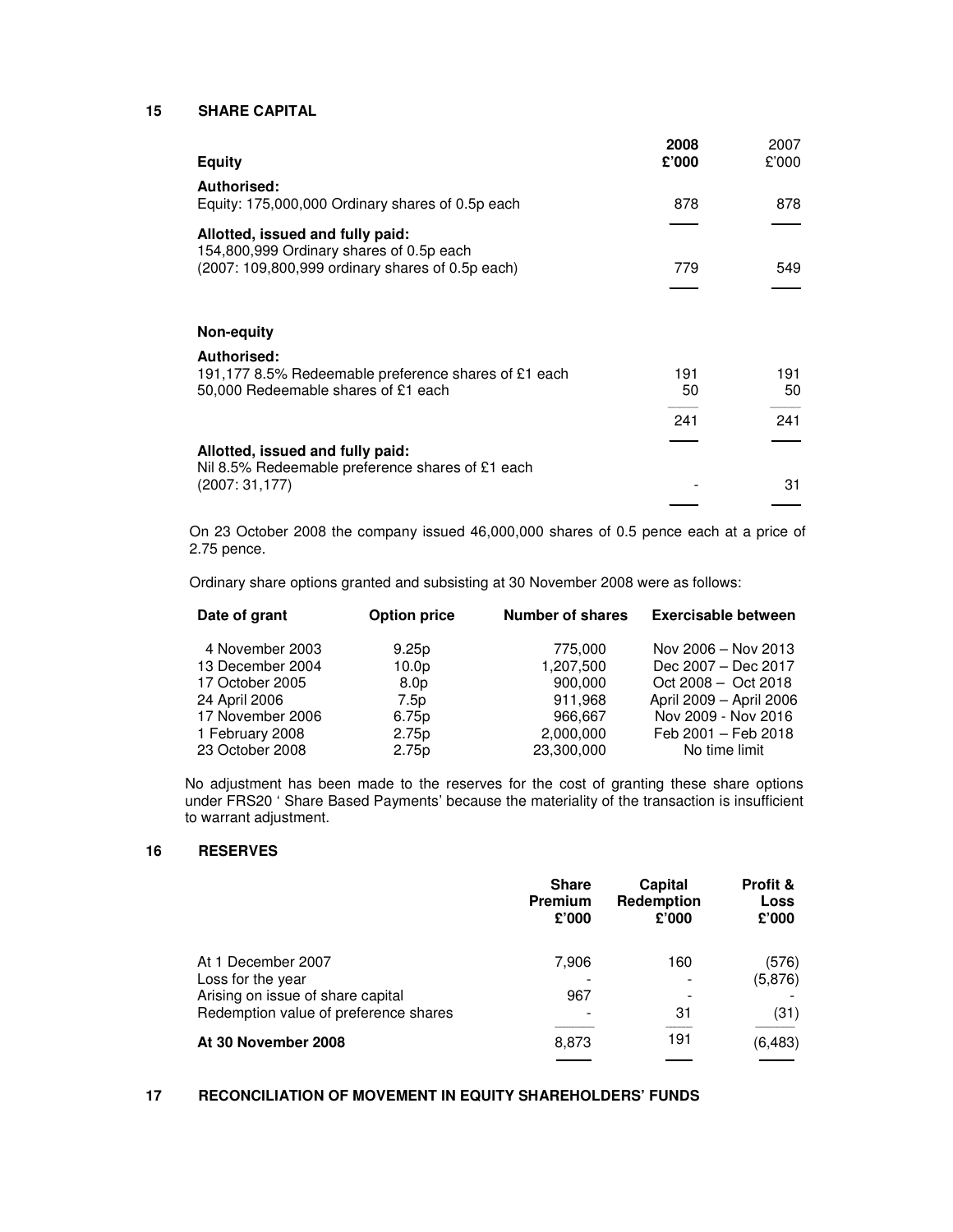## 15 SHARE CAPITAL

| Equity | 2008 £'000 | 2007 £'000 |
|---|---|---|
| **Authorised:** | | |
| Equity: 175,000,000 Ordinary shares of 0.5p each | 878 | 878 |
| **Allotted, issued and fully paid:** | | |
| 154,800,999 Ordinary shares of 0.5p each (2007: 109,800,999 ordinary shares of 0.5p each) | 779 | 549 |

| Non-equity | 2008 £'000 | 2007 £'000 |
|---|---|---|
| **Authorised:** | | |
| 191,177 8.5% Redeemable preference shares of £1 each | 191 | 191 |
| 50,000 Redeemable shares of £1 each | 50 | 50 |
| | 241 | 241 |
| **Allotted, issued and fully paid:** | | |
| Nil 8.5% Redeemable preference shares of £1 each (2007: 31,177) | - | 31 |

On 23 October 2008 the company issued 46,000,000 shares of 0.5 pence each at a price of 2.75 pence.

Ordinary share options granted and subsisting at 30 November 2008 were as follows:

| Date of grant | Option price | Number of shares | Exercisable between |
|---|---|---|---|
| 4 November 2003 | 9.25p | 775,000 | Nov 2006 – Nov 2013 |
| 13 December 2004 | 10.0p | 1,207,500 | Dec 2007 – Dec 2017 |
| 17 October 2005 | 8.0p | 900,000 | Oct 2008 – Oct 2018 |
| 24 April 2006 | 7.5p | 911,968 | April 2009 – April 2006 |
| 17 November 2006 | 6.75p | 966,667 | Nov 2009 - Nov 2016 |
| 1 February 2008 | 2.75p | 2,000,000 | Feb 2001 – Feb 2018 |
| 23 October 2008 | 2.75p | 23,300,000 | No time limit |

No adjustment has been made to the reserves for the cost of granting these share options under FRS20 ' Share Based Payments' because the materiality of the transaction is insufficient to warrant adjustment.

## 16 RESERVES

| | Share Premium £'000 | Capital Redemption £'000 | Profit & Loss £'000 |
|---|---|---|---|
| At 1 December 2007 | 7,906 | 160 | (576) |
| Loss for the year | - | - | (5,876) |
| Arising on issue of share capital | 967 | - | - |
| Redemption value of preference shares | - | 31 | (31) |
| **At 30 November 2008** | 8,873 | 191 | (6,483) |

## 17 RECONCILIATION OF MOVEMENT IN EQUITY SHAREHOLDERS' FUNDS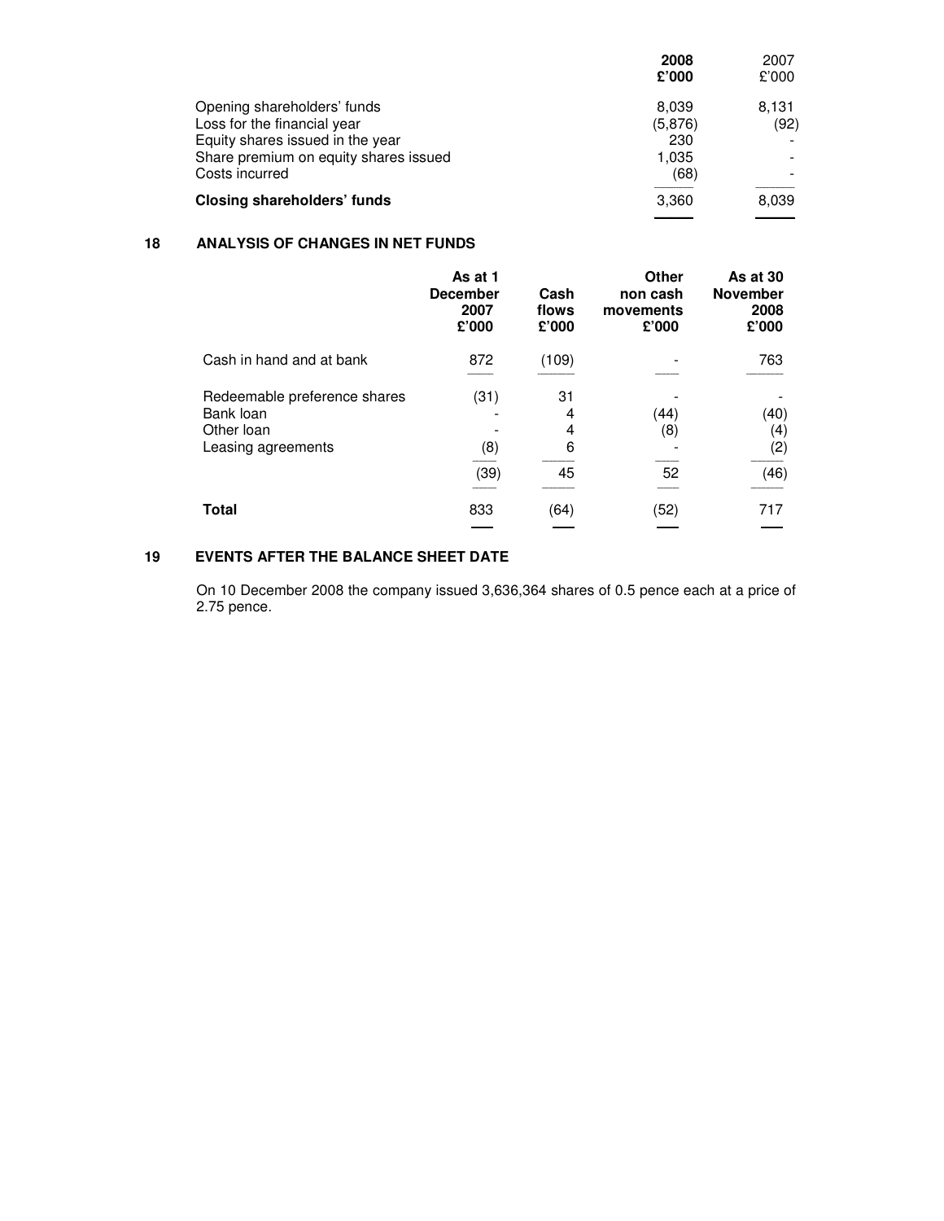| | 2008 £'000 | 2007 £'000 |
|---|---|---|
| Opening shareholders' funds | 8,039 | 8,131 |
| Loss for the financial year | (5,876) | (92) |
| Equity shares issued in the year | 230 | - |
| Share premium on equity shares issued | 1,035 | - |
| Costs incurred | (68) | - |
| **Closing shareholders' funds** | 3,360 | 8,039 |

## 18 ANALYSIS OF CHANGES IN NET FUNDS

| | As at 1 December 2007 £'000 | Cash flows £'000 | Other non cash movements £'000 | As at 30 November 2008 £'000 |
|---|---|---|---|---|
| Cash in hand and at bank | 872 | (109) | - | 763 |
| Redeemable preference shares | (31) | 31 | - | - |
| Bank loan | - | 4 | (44) | (40) |
| Other loan | - | 4 | (8) | (4) |
| Leasing agreements | (8) | 6 | - | (2) |
| | (39) | 45 | 52 | (46) |
| **Total** | 833 | (64) | (52) | 717 |

## 19 EVENTS AFTER THE BALANCE SHEET DATE

On 10 December 2008 the company issued 3,636,364 shares of 0.5 pence each at a price of 2.75 pence.